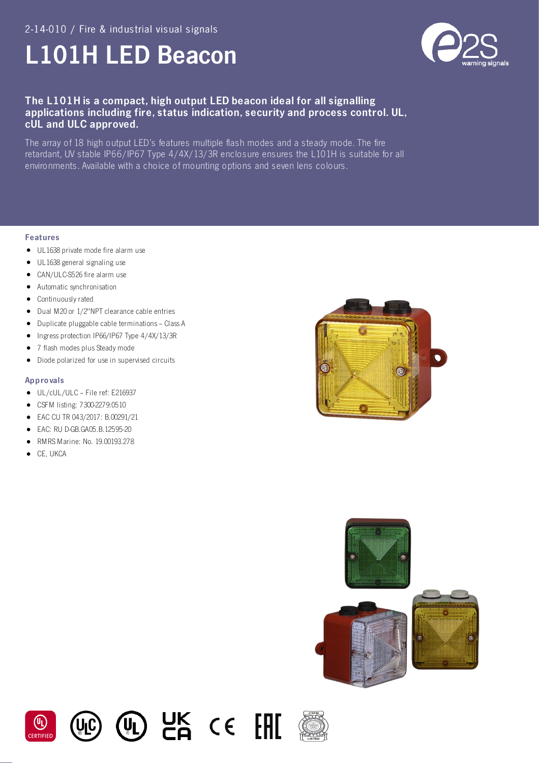2-14-010 / Fire & industrial visual signals

# L101H LED Beacon

**The L101H is a compact, high output LED beacon ideal for all signalling applications including fire, status indication, security and process control. UL, cUL and ULC approved.**

The array of 18 high output LED's features multiple flash modes and a steady mode. The fire retardant, UV stable IP66/IP67 Type 4/4X/13/3R enclosure ensures the L101H is suitable for all environments. Available with a choice of mounting options and seven lens colours.

### Features

- UL1638 private mode fire alarm use
- UL1638 general signaling use
- CAN/ULC-S526 fire alarm use
- Automatic synchronisation
- Continuously rated
- Dual M20 or 1/2"NPT clearance cable entries
- Duplicate pluggable cable terminations – Class A
- Ingress protection IP66/IP67 Type 4/4X/13/3R
- 7 flash modes plus Steady mode
- Diode polarized for use in supervised circuits

### Approvals

- UL/cUL/ULC – File ref: E216937
- CSFM listing: 7300-2279:0510
- EAC CU TR 043/2017: B.00291/21
- EAC: RU D-GB.GA05.B.12595-20
- RMRS Marine: No. 19.00193.278
- CE, UKCA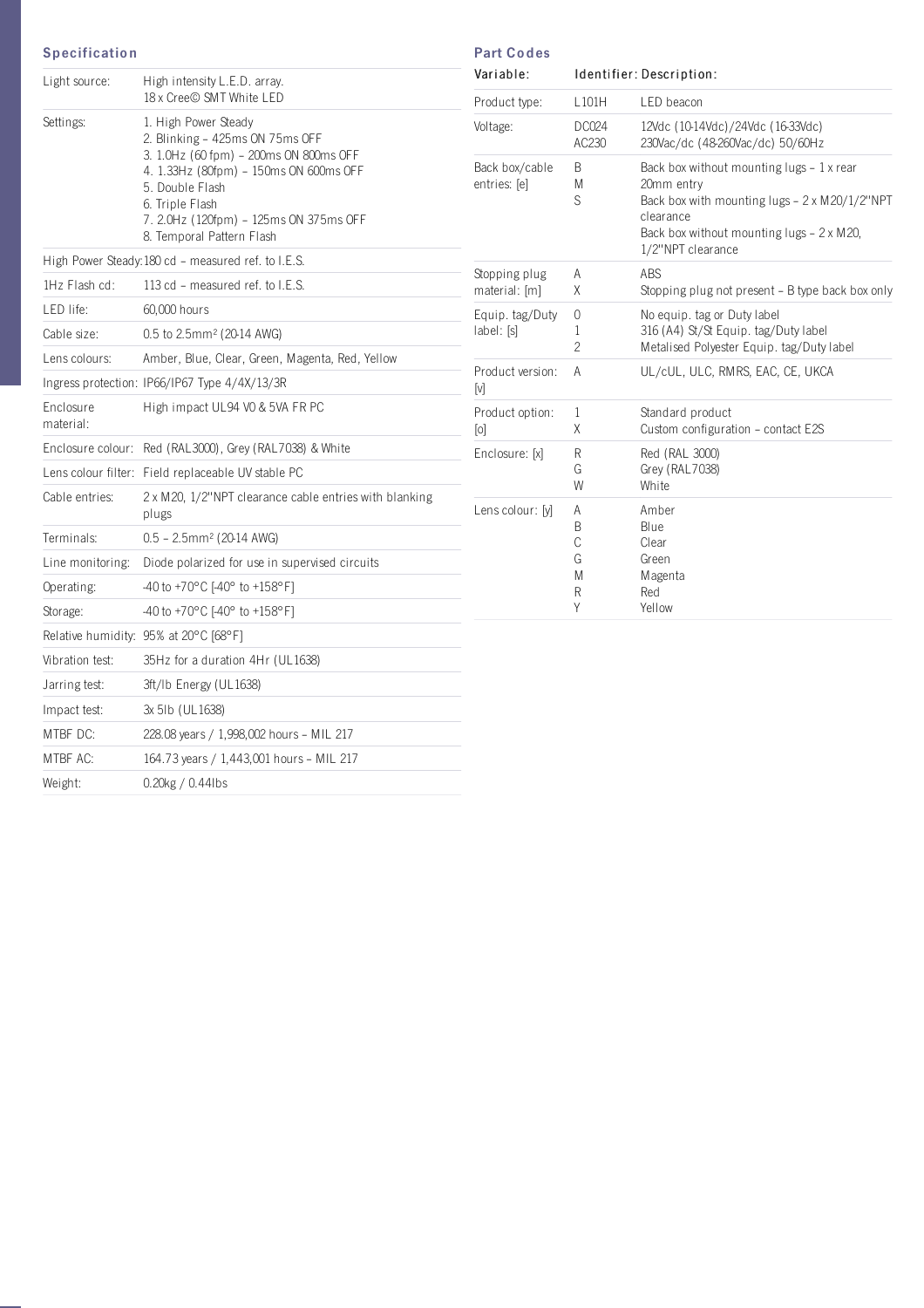## Specification

| | |
|---|---|
| Light source: | High intensity L.E.D. array.<br>18 x Cree© SMT White LED |
| Settings: | 1. High Power Steady<br>2. Blinking – 425ms ON 75ms OFF<br>3. 1.0Hz (60 fpm) – 200ms ON 800ms OFF<br>4. 1.33Hz (80fpm) – 150ms ON 600ms OFF<br>5. Double Flash<br>6. Triple Flash<br>7. 2.0Hz (120fpm) – 125ms ON 375ms OFF<br>8. Temporal Pattern Flash |
| High Power Steady: | 180 cd – measured ref. to I.E.S. |
| 1Hz Flash cd: | 113 cd – measured ref. to I.E.S. |
| LED life: | 60,000 hours |
| Cable size: | 0.5 to 2.5mm² (20-14 AWG) |
| Lens colours: | Amber, Blue, Clear, Green, Magenta, Red, Yellow |
| Ingress protection: | IP66/IP67 Type 4/4X/13/3R |
| Enclosure material: | High impact UL94 V0 & 5VA FR PC |
| Enclosure colour: | Red (RAL3000), Grey (RAL7038) & White |
| Lens colour filter: | Field replaceable UV stable PC |
| Cable entries: | 2 x M20, 1/2"NPT clearance cable entries with blanking plugs |
| Terminals: | 0.5 – 2.5mm² (20-14 AWG) |
| Line monitoring: | Diode polarized for use in supervised circuits |
| Operating: | -40 to +70°C [-40° to +158°F] |
| Storage: | -40 to +70°C [-40° to +158°F] |
| Relative humidity: | 95% at 20°C [68°F] |
| Vibration test: | 35Hz for a duration 4Hr (UL1638) |
| Jarring test: | 3ft/lb Energy (UL1638) |
| Impact test: | 3x 5lb (UL1638) |
| MTBF DC: | 228.08 years / 1,998,002 hours – MIL 217 |
| MTBF AC: | 164.73 years / 1,443,001 hours – MIL 217 |
| Weight: | 0.20kg / 0.44lbs |

## Part Codes

| Variable: | Identifier: | Description: |
|---|---|---|
| Product type: | L101H | LED beacon |
| Voltage: | DC024<br>AC230 | 12Vdc (10-14Vdc)/24Vdc (16-33Vdc)<br>230Vac/dc (48-260Vac/dc) 50/60Hz |
| Back box/cable entries: [e] | B<br>M<br>S | Back box without mounting lugs – 1 x rear 20mm entry<br>Back box with mounting lugs – 2 x M20/1/2"NPT clearance<br>Back box without mounting lugs – 2 x M20, 1/2"NPT clearance |
| Stopping plug material: [m] | A<br>X | ABS<br>Stopping plug not present – B type back box only |
| Equip. tag/Duty label: [s] | 0<br>1<br>2 | No equip. tag or Duty label<br>316 (A4) St/St Equip. tag/Duty label<br>Metalised Polyester Equip. tag/Duty label |
| Product version: [v] | A | UL/cUL, ULC, RMRS, EAC, CE, UKCA |
| Product option: [o] | 1<br>X | Standard product<br>Custom configuration – contact E2S |
| Enclosure: [x] | R<br>G<br>W | Red (RAL 3000)<br>Grey (RAL7038)<br>White |
| Lens colour: [y] | A<br>B<br>C<br>G<br>M<br>R<br>Y | Amber<br>Blue<br>Clear<br>Green<br>Magenta<br>Red<br>Yellow |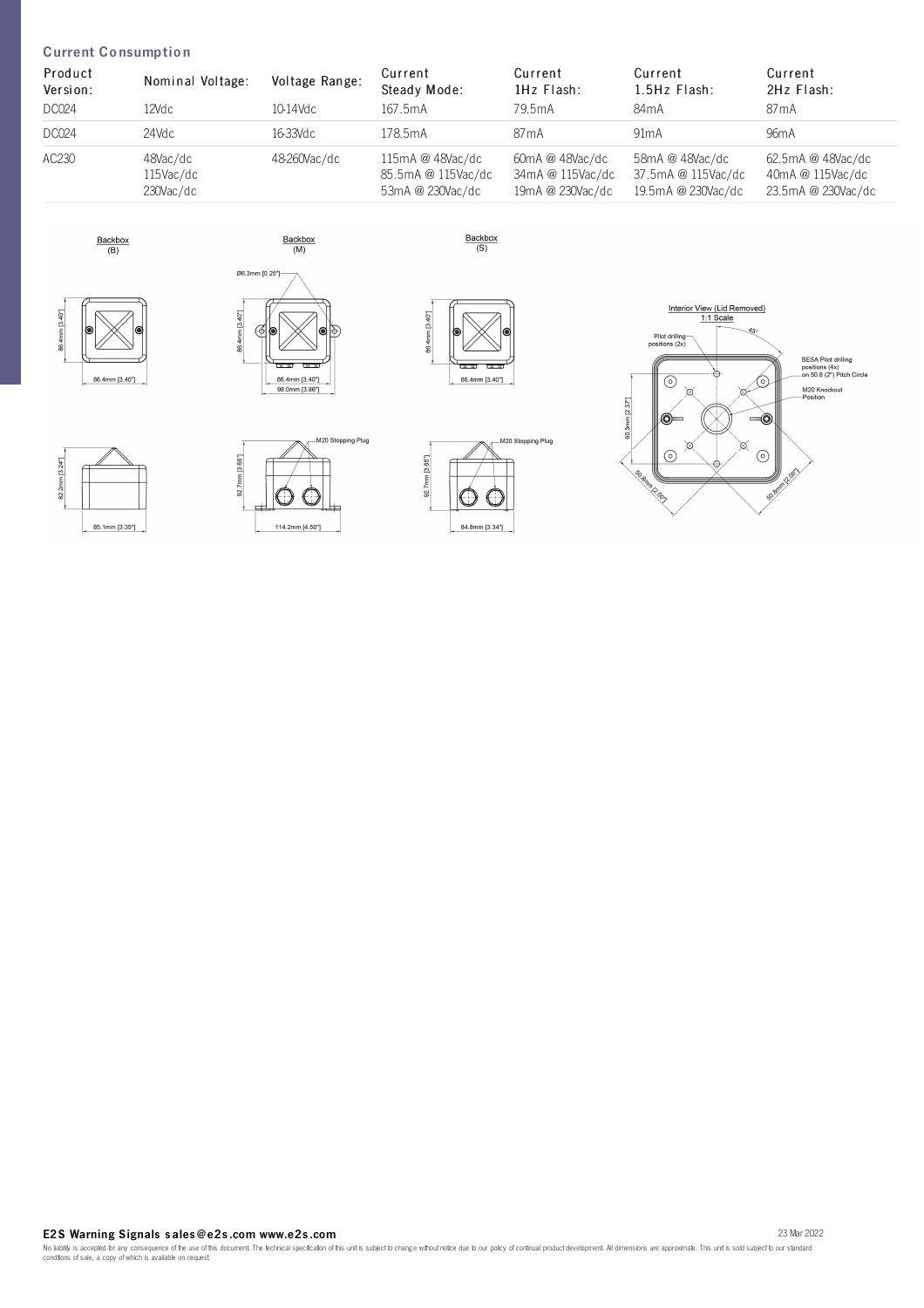### Current Consumption

| Product Version: | Nominal Voltage: | Voltage Range: | Current Steady Mode: | Current 1Hz Flash: | Current 1.5Hz Flash: | Current 2Hz Flash: |
|---|---|---|---|---|---|---|
| DC024 | 12Vdc | 10-14Vdc | 167.5mA | 79.5mA | 84mA | 87mA |
| DC024 | 24Vdc | 16-33Vdc | 178.5mA | 87mA | 91mA | 96mA |
| AC230 | 48Vac/dc<br>115Vac/dc<br>230Vac/dc | 48-260Vac/dc | 115mA @ 48Vac/dc<br>85.5mA @ 115Vac/dc<br>53mA @ 230Vac/dc | 60mA @ 48Vac/dc<br>34mA @ 115Vac/dc<br>19mA @ 230Vac/dc | 58mA @ 48Vac/dc<br>37.5mA @ 115Vac/dc<br>19.5mA @ 230Vac/dc | 62.5mA @ 48Vac/dc<br>40mA @ 115Vac/dc<br>23.5mA @ 230Vac/dc |

Backbox (B)

86.4mm [3.40"]

86.4mm [3.40"]

82.2mm [3.24"]

85.1mm [3.35"]

Backbox (M)

Ø6.3mm [0.25"]

86.4mm [3.40"]

86.4mm [3.40"]

98.0mm [3.86"]

M20 Stopping Plug

92.7mm [3.65"]

114.2mm [4.50"]

Backbox (S)

86.4mm [3.40"]

86.4mm [3.40"]

M20 Stopping Plug

92.7mm [3.65"]

84.8mm [3.34"]

Interior View (Lid Removed) 1:1 Scale

Pilot drilling positions (2x)

45°

BESA Pilot drilling positions (4x) on 50.8 (2") Pitch Circle

M20 Knockout Position

60.3mm [2.37"]

50.8mm [2.00"]

50.8mm [2.00"]